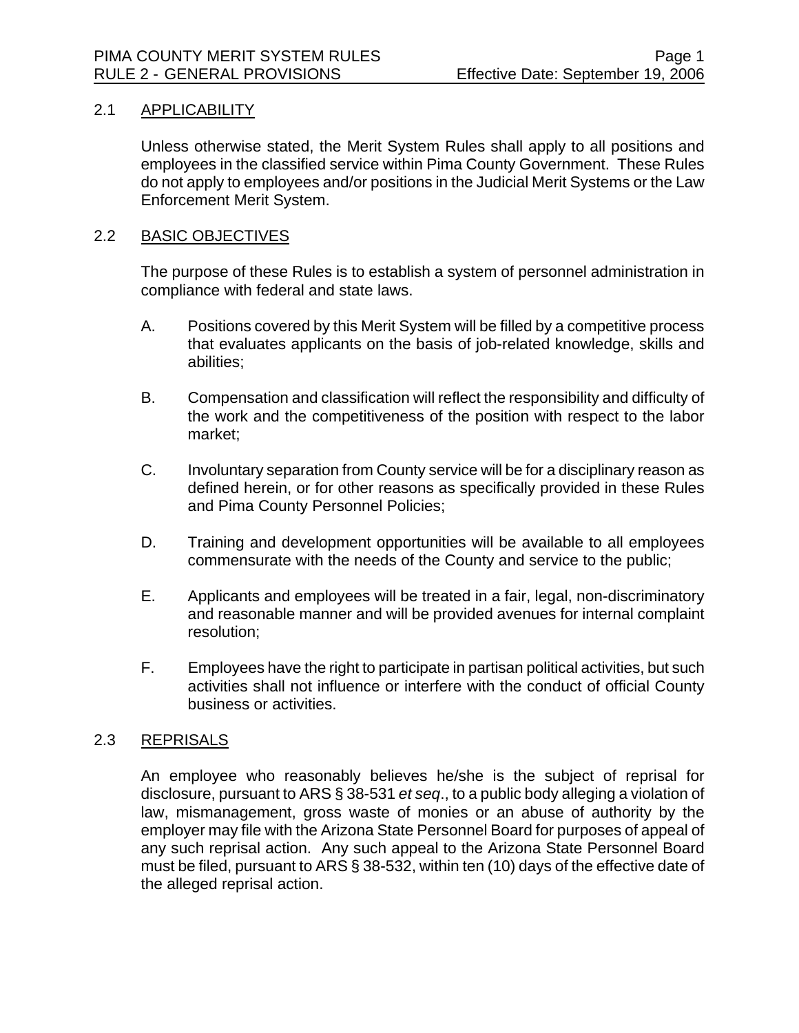## 2.1 APPLICABILITY

Unless otherwise stated, the Merit System Rules shall apply to all positions and employees in the classified service within Pima County Government. These Rules do not apply to employees and/or positions in the Judicial Merit Systems or the Law Enforcement Merit System.

## 2.2 BASIC OBJECTIVES

The purpose of these Rules is to establish a system of personnel administration in compliance with federal and state laws.

A. Positions covered by this Merit System will be filled by a competitive process that evaluates applicants on the basis of job-related knowledge, skills and abilities;

B. Compensation and classification will reflect the responsibility and difficulty of the work and the competitiveness of the position with respect to the labor market;

C. Involuntary separation from County service will be for a disciplinary reason as defined herein, or for other reasons as specifically provided in these Rules and Pima County Personnel Policies;

D. Training and development opportunities will be available to all employees commensurate with the needs of the County and service to the public;

E. Applicants and employees will be treated in a fair, legal, non-discriminatory and reasonable manner and will be provided avenues for internal complaint resolution;

F. Employees have the right to participate in partisan political activities, but such activities shall not influence or interfere with the conduct of official County business or activities.

## 2.3 REPRISALS

An employee who reasonably believes he/she is the subject of reprisal for disclosure, pursuant to ARS § 38-531 *et seq*., to a public body alleging a violation of law, mismanagement, gross waste of monies or an abuse of authority by the employer may file with the Arizona State Personnel Board for purposes of appeal of any such reprisal action. Any such appeal to the Arizona State Personnel Board must be filed, pursuant to ARS § 38-532, within ten (10) days of the effective date of the alleged reprisal action.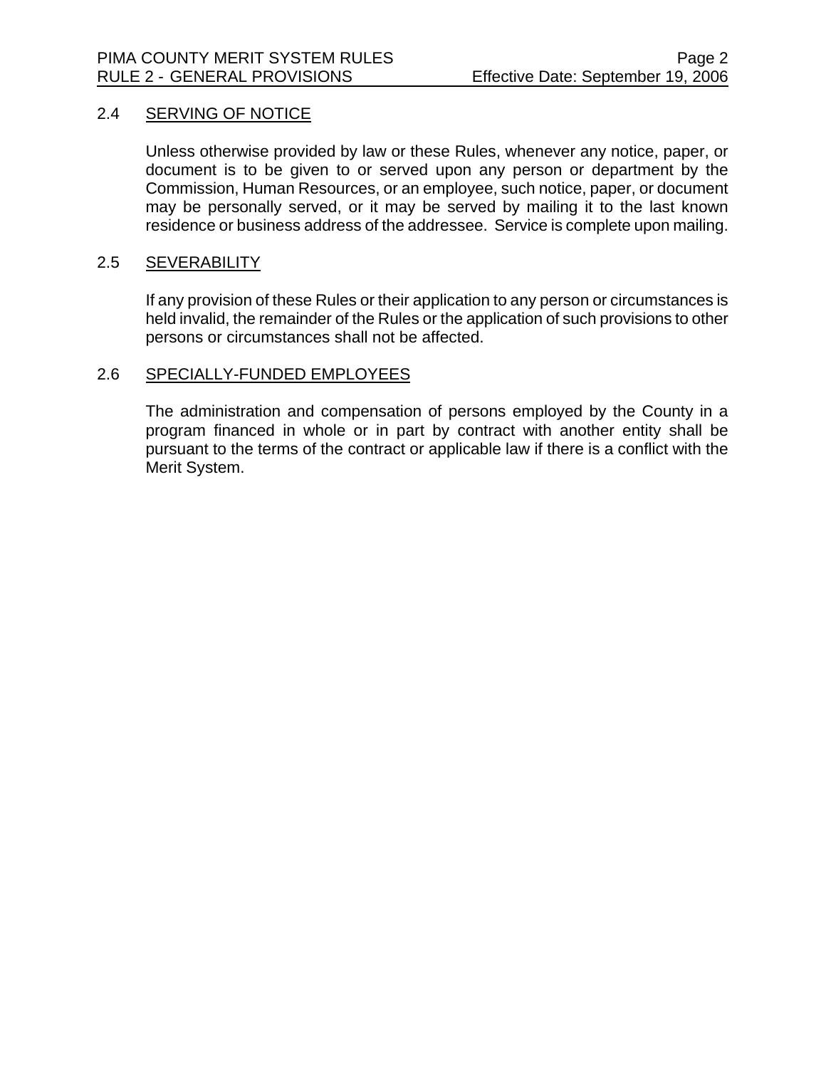## 2.4 SERVING OF NOTICE

Unless otherwise provided by law or these Rules, whenever any notice, paper, or document is to be given to or served upon any person or department by the Commission, Human Resources, or an employee, such notice, paper, or document may be personally served, or it may be served by mailing it to the last known residence or business address of the addressee. Service is complete upon mailing.

## 2.5 SEVERABILITY

If any provision of these Rules or their application to any person or circumstances is held invalid, the remainder of the Rules or the application of such provisions to other persons or circumstances shall not be affected.

## 2.6 SPECIALLY-FUNDED EMPLOYEES

The administration and compensation of persons employed by the County in a program financed in whole or in part by contract with another entity shall be pursuant to the terms of the contract or applicable law if there is a conflict with the Merit System.